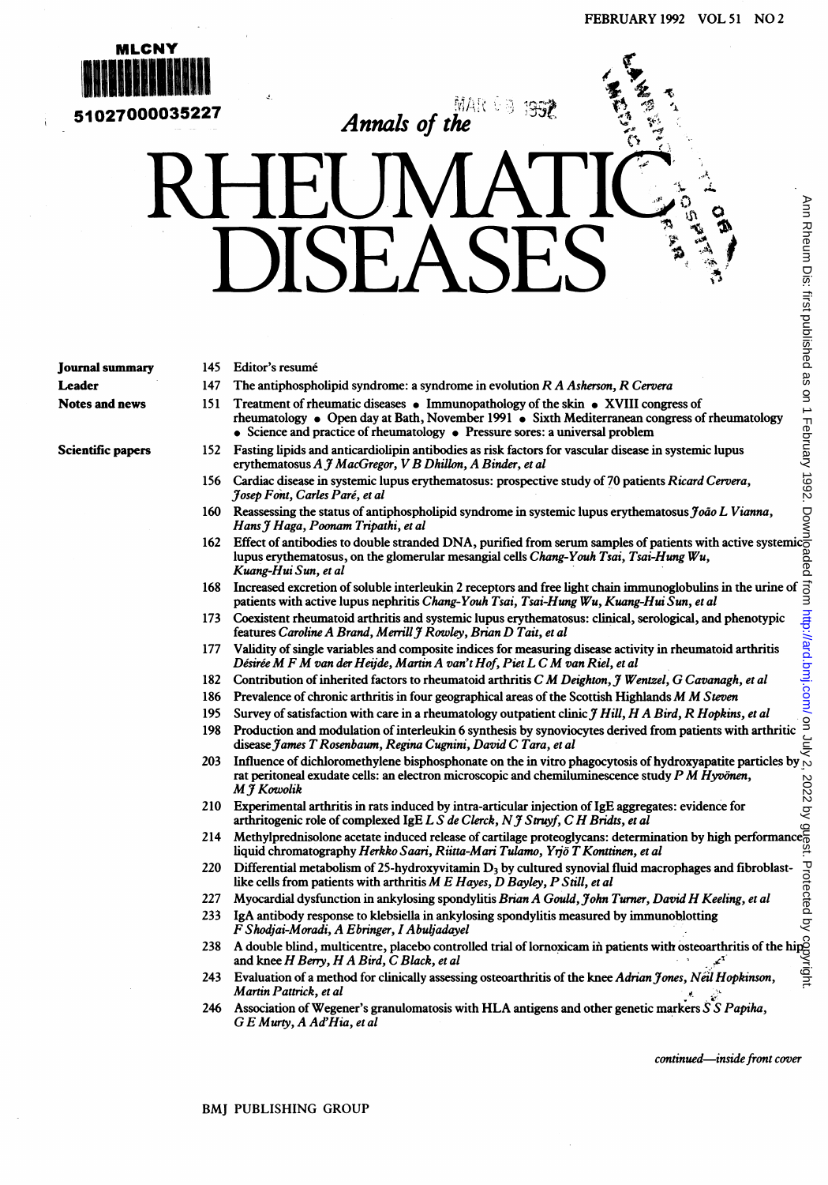FEBRUARY 1992 VOL 51 NO 2

*Annals of the*

# RHEUMATIC DISEASES

| | | |
|---|---|---|
| **Journal summary** | 145 | Editor's resumé |
| **Leader** | 147 | The antiphospholipid syndrome: a syndrome in evolution *R A Asherson, R Cervera* |
| **Notes and news** | 151 | Treatment of rheumatic diseases • Immunopathology of the skin • XVIII congress of rheumatology • Open day at Bath, November 1991 • Sixth Mediterranean congress of rheumatology • Science and practice of rheumatology • Pressure sores: a universal problem |
| **Scientific papers** | 152 | Fasting lipids and anticardiolipin antibodies as risk factors for vascular disease in systemic lupus erythematosus *A J MacGregor, V B Dhillon, A Binder, et al* |
| | 156 | Cardiac disease in systemic lupus erythematosus: prospective study of 70 patients *Ricard Cervera, Josep Font, Carles Paré, et al* |
| | 160 | Reassessing the status of antiphospholipid syndrome in systemic lupus erythematosus *João L Vianna, Hans J Haga, Poonam Tripathi, et al* |
| | 162 | Effect of antibodies to double stranded DNA, purified from serum samples of patients with active systemic lupus erythematosus, on the glomerular mesangial cells *Chang-Youh Tsai, Tsai-Hung Wu, Kuang-Hui Sun, et al* |
| | 168 | Increased excretion of soluble interleukin 2 receptors and free light chain immunoglobulins in the urine of patients with active lupus nephritis *Chang-Youh Tsai, Tsai-Hung Wu, Kuang-Hui Sun, et al* |
| | 173 | Coexistent rheumatoid arthritis and systemic lupus erythematosus: clinical, serological, and phenotypic features *Caroline A Brand, Merrill J Rowley, Brian D Tait, et al* |
| | 177 | Validity of single variables and composite indices for measuring disease activity in rheumatoid arthritis *Désirée M F M van der Heijde, Martin A van't Hof, Piet L C M van Riel, et al* |
| | 182 | Contribution of inherited factors to rheumatoid arthritis *C M Deighton, J Wentzel, G Cavanagh, et al* |
| | 186 | Prevalence of chronic arthritis in four geographical areas of the Scottish Highlands *M M Steven* |
| | 195 | Survey of satisfaction with care in a rheumatology outpatient clinic *J Hill, H A Bird, R Hopkins, et al* |
| | 198 | Production and modulation of interleukin 6 synthesis by synoviocytes derived from patients with arthritic disease *James T Rosenbaum, Regina Cugnini, David C Tara, et al* |
| | 203 | Influence of dichloromethylene bisphosphonate on the in vitro phagocytosis of hydroxyapatite particles by rat peritoneal exudate cells: an electron microscopic and chemiluminescence study *P M Hyvönen, M J Kowolik* |
| | 210 | Experimental arthritis in rats induced by intra-articular injection of IgE aggregates: evidence for arthritogenic role of complexed IgE *L S de Clerck, N J Struyf, C H Bridts, et al* |
| | 214 | Methylprednisolone acetate induced release of cartilage proteoglycans: determination by high performance liquid chromatography *Herkko Saari, Riitta-Mari Tulamo, Yrjö T Konttinen, et al* |
| | 220 | Differential metabolism of 25-hydroxyvitamin $D_3$ by cultured synovial fluid macrophages and fibroblast-like cells from patients with arthritis *M E Hayes, D Bayley, P Still, et al* |
| | 227 | Myocardial dysfunction in ankylosing spondylitis *Brian A Gould, John Turner, David H Keeling, et al* |
| | 233 | IgA antibody response to klebsiella in ankylosing spondylitis measured by immunoblotting *F Shodjai-Moradi, A Ebringer, I Abuljadayel* |
| | 238 | A double blind, multicentre, placebo controlled trial of lornoxicam in patients with osteoarthritis of the hip and knee *H Berry, H A Bird, C Black, et al* |
| | 243 | Evaluation of a method for clinically assessing osteoarthritis of the knee *Adrian Jones, Neil Hopkinson, Martin Pattrick, et al* |
| | 246 | Association of Wegener's granulomatosis with HLA antigens and other genetic markers *S S Papiha, G E Murty, A Ad'Hia, et al* |

*continued—inside front cover*

BMJ PUBLISHING GROUP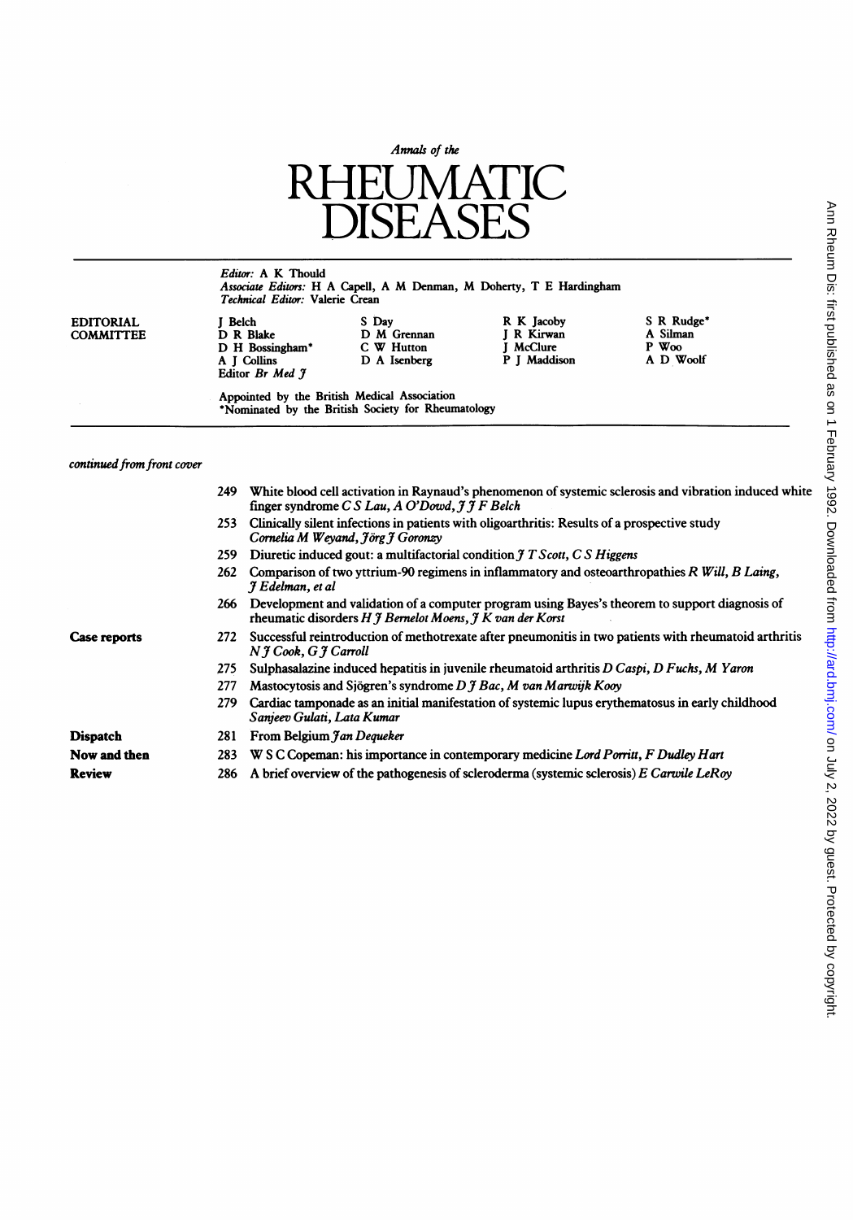*Annals of the*

# RHEUMATIC DISEASES

*Editor:* A K Thould
*Associate Editors:* H A Capell, A M Denman, M Doherty, T E Hardingham
*Technical Editor:* Valerie Crean

**EDITORIAL COMMITTEE**

J Belch
D R Blake
D H Bossingham*
A J Collins
Editor *Br Med J*
S Day
D M Grennan
C W Hutton
D A Isenberg
R K Jacoby
J R Kirwan
J McClure
P J Maddison
S R Rudge*
A Silman
P Woo
A D Woolf

Appointed by the British Medical Association
*Nominated by the British Society for Rheumatology

*continued from front cover*

249 White blood cell activation in Raynaud's phenomenon of systemic sclerosis and vibration induced white finger syndrome *C S Lau, A O'Dowd, J J F Belch*

253 Clinically silent infections in patients with oligoarthritis: Results of a prospective study *Cornelia M Weyand, Jörg J Goronzy*

259 Diuretic induced gout: a multifactorial condition *J T Scott, C S Higgens*

262 Comparison of two yttrium-90 regimens in inflammatory and osteoarthropathies *R Will, B Laing, J Edelman, et al*

266 Development and validation of a computer program using Bayes's theorem to support diagnosis of rheumatic disorders *H J Bernelot Moens, J K van der Korst*

**Case reports**

272 Successful reintroduction of methotrexate after pneumonitis in two patients with rheumatoid arthritis *N J Cook, G J Carroll*

275 Sulphasalazine induced hepatitis in juvenile rheumatoid arthritis *D Caspi, D Fuchs, M Yaron*

277 Mastocytosis and Sjögren's syndrome *D J Bac, M van Marwijk Kooy*

279 Cardiac tamponade as an initial manifestation of systemic lupus erythematosus in early childhood *Sanjeev Gulati, Lata Kumar*

**Dispatch**

281 From Belgium *Jan Dequeker*

**Now and then**

283 W S C Copeman: his importance in contemporary medicine *Lord Porritt, F Dudley Hart*

**Review**

286 A brief overview of the pathogenesis of scleroderma (systemic sclerosis) *E Carwile LeRoy*